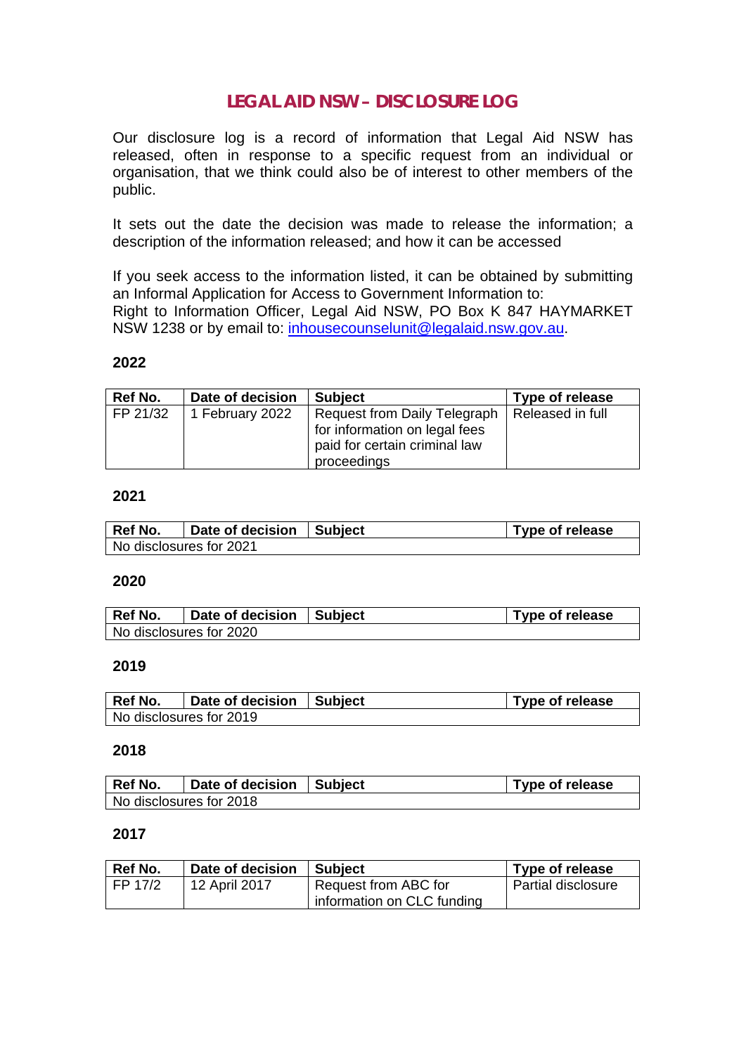# LEGAL AID NSW – DISCLOSURE LOG

Our disclosure log is a record of information that Legal Aid NSW has released, often in response to a specific request from an individual or organisation, that we think could also be of interest to other members of the public.

It sets out the date the decision was made to release the information; a description of the information released; and how it can be accessed

If you seek access to the information listed, it can be obtained by submitting an Informal Application for Access to Government Information to:
Right to Information Officer, Legal Aid NSW, PO Box K 847 HAYMARKET NSW 1238 or by email to: inhousecounselunit@legalaid.nsw.gov.au.

## 2022

| Ref No. | Date of decision | Subject | Type of release |
|---|---|---|---|
| FP 21/32 | 1 February 2022 | Request from Daily Telegraph for information on legal fees paid for certain criminal law proceedings | Released in full |

## 2021

| Ref No. | Date of decision | Subject | Type of release |
|---|---|---|---|
| No disclosures for 2021 | | | |

## 2020

| Ref No. | Date of decision | Subject | Type of release |
|---|---|---|---|
| No disclosures for 2020 | | | |

## 2019

| Ref No. | Date of decision | Subject | Type of release |
|---|---|---|---|
| No disclosures for 2019 | | | |

## 2018

| Ref No. | Date of decision | Subject | Type of release |
|---|---|---|---|
| No disclosures for 2018 | | | |

## 2017

| Ref No. | Date of decision | Subject | Type of release |
|---|---|---|---|
| FP 17/2 | 12 April 2017 | Request from ABC for information on CLC funding | Partial disclosure |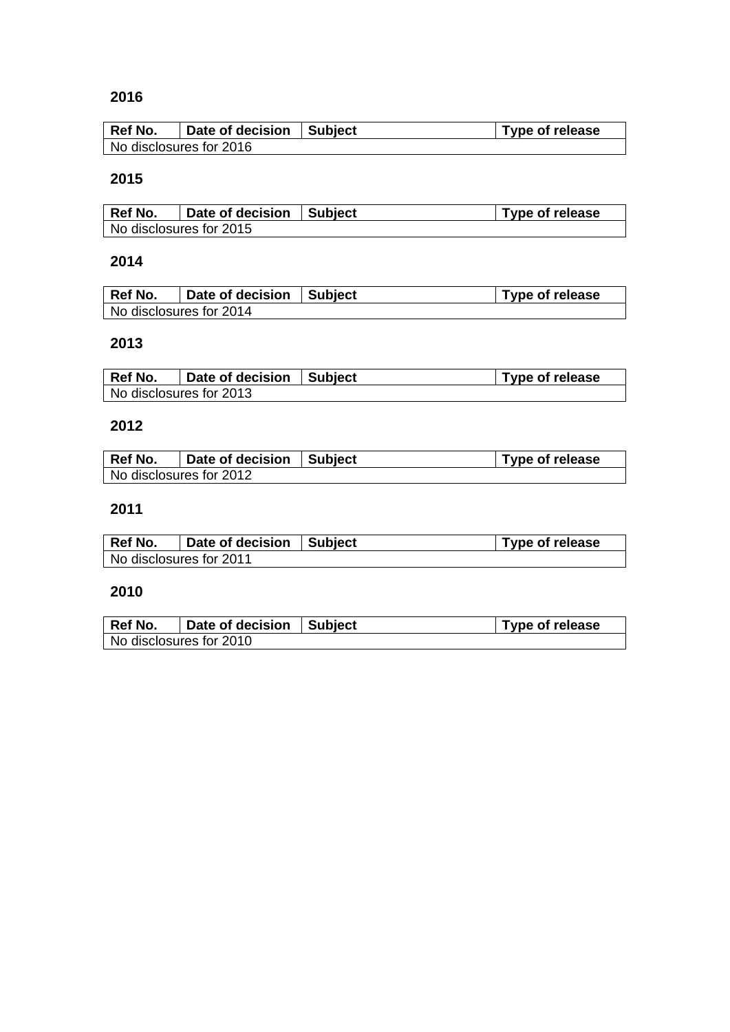**2016**

| Ref No. | Date of decision | Subject | Type of release |
|---|---|---|---|
| No disclosures for 2016 | | | |

**2015**

| Ref No. | Date of decision | Subject | Type of release |
|---|---|---|---|
| No disclosures for 2015 | | | |

**2014**

| Ref No. | Date of decision | Subject | Type of release |
|---|---|---|---|
| No disclosures for 2014 | | | |

**2013**

| Ref No. | Date of decision | Subject | Type of release |
|---|---|---|---|
| No disclosures for 2013 | | | |

**2012**

| Ref No. | Date of decision | Subject | Type of release |
|---|---|---|---|
| No disclosures for 2012 | | | |

**2011**

| Ref No. | Date of decision | Subject | Type of release |
|---|---|---|---|
| No disclosures for 2011 | | | |

**2010**

| Ref No. | Date of decision | Subject | Type of release |
|---|---|---|---|
| No disclosures for 2010 | | | |